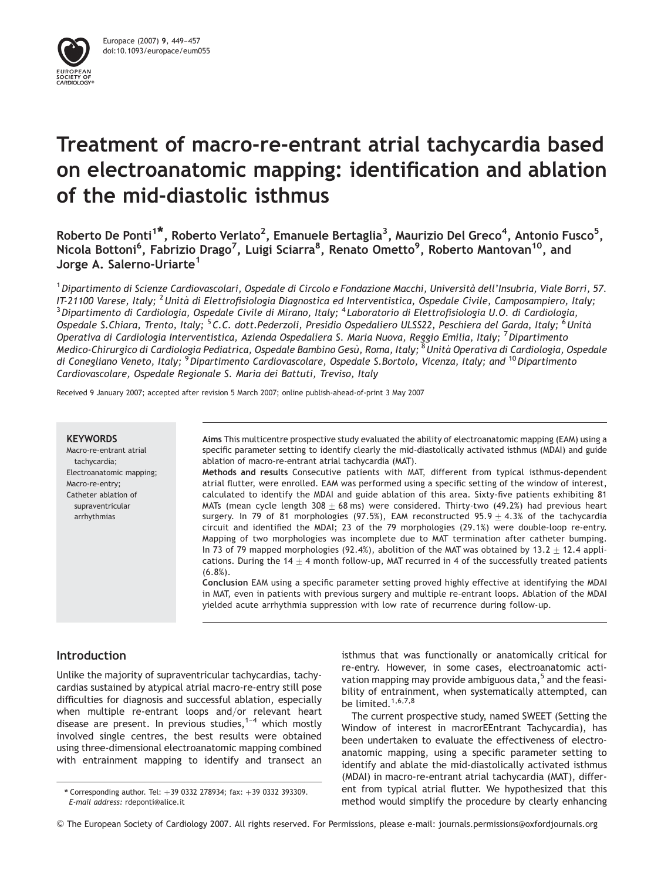# Treatment of macro-re-entrant atrial tachycardia based on electroanatomic mapping: identification and ablation of the mid-diastolic isthmus

**Roberto De Ponti[1]\*, Roberto Verlato[2], Emanuele Bertaglia[3], Maurizio Del Greco[4], Antonio Fusco[5], Nicola Bottoni[6], Fabrizio Drago[7], Luigi Sciarra[8], Renato Ometto[9], Roberto Mantovan[10], and Jorge A. Salerno-Uriarte[1]**

[1] *Dipartimento di Scienze Cardiovascolari, Ospedale di Circolo e Fondazione Macchi, Università dell'Insubria, Viale Borri, 57. IT-21100 Varese, Italy;* [2] *Unità di Elettrofisiologia Diagnostica ed Interventistica, Ospedale Civile, Camposampiero, Italy;* [3] *Dipartimento di Cardiologia, Ospedale Civile di Mirano, Italy;* [4] *Laboratorio di Elettrofisiologia U.O. di Cardiologia, Ospedale S.Chiara, Trento, Italy;* [5] *C.C. dott.Pederzoli, Presidio Ospedaliero ULSS22, Peschiera del Garda, Italy;* [6] *Unità Operativa di Cardiologia Interventistica, Azienda Ospedaliera S. Maria Nuova, Reggio Emilia, Italy;* [7] *Dipartimento Medico-Chirurgico di Cardiologia Pediatrica, Ospedale Bambino Gesù, Roma, Italy;* [8] *Unità Operativa di Cardiologia, Ospedale di Conegliano Veneto, Italy;* [9] *Dipartimento Cardiovascolare, Ospedale S.Bortolo, Vicenza, Italy; and* [10] *Dipartimento Cardiovascolare, Ospedale Regionale S. Maria dei Battuti, Treviso, Italy*

Received 9 January 2007; accepted after revision 5 March 2007; online publish-ahead-of-print 3 May 2007

**KEYWORDS**
Macro-re-entrant atrial tachycardia;
Electroanatomic mapping;
Macro-re-entry;
Catheter ablation of supraventricular arrhythmias

**Aims** This multicentre prospective study evaluated the ability of electroanatomic mapping (EAM) using a specific parameter setting to identify clearly the mid-diastolically activated isthmus (MDAI) and guide ablation of macro-re-entrant atrial tachycardia (MAT).

**Methods and results** Consecutive patients with MAT, different from typical isthmus-dependent atrial flutter, were enrolled. EAM was performed using a specific setting of the window of interest, calculated to identify the MDAI and guide ablation of this area. Sixty-five patients exhibiting 81 MATs (mean cycle length $308 \pm 68$ ms) were considered. Thirty-two (49.2%) had previous heart surgery. In 79 of 81 morphologies (97.5%), EAM reconstructed $95.9 \pm 4.3\%$ of the tachycardia circuit and identified the MDAI; 23 of the 79 morphologies (29.1%) were double-loop re-entry. Mapping of two morphologies was incomplete due to MAT termination after catheter bumping. In 73 of 79 mapped morphologies (92.4%), abolition of the MAT was obtained by $13.2 \pm 12.4$ applications. During the $14 \pm 4$ month follow-up, MAT recurred in 4 of the successfully treated patients (6.8%).

**Conclusion** EAM using a specific parameter setting proved highly effective at identifying the MDAI in MAT, even in patients with previous surgery and multiple re-entrant loops. Ablation of the MDAI yielded acute arrhythmia suppression with low rate of recurrence during follow-up.

## Introduction

Unlike the majority of supraventricular tachycardias, tachycardias sustained by atypical atrial macro-re-entry still pose difficulties for diagnosis and successful ablation, especially when multiple re-entrant loops and/or relevant heart disease are present. In previous studies,[1–4] which mostly involved single centres, the best results were obtained using three-dimensional electroanatomic mapping combined with entrainment mapping to identify and transect an isthmus that was functionally or anatomically critical for re-entry. However, in some cases, electroanatomic activation mapping may provide ambiguous data,[5] and the feasibility of entrainment, when systematically attempted, can be limited.[1,6,7,8]

The current prospective study, named SWEET (Setting the Window of interest in macrorEEntrant Tachycardia), has been undertaken to evaluate the effectiveness of electroanatomic mapping, using a specific parameter setting to identify and ablate the mid-diastolically activated isthmus (MDAI) in macro-re-entrant atrial tachycardia (MAT), different from typical atrial flutter. We hypothesized that this method would simplify the procedure by clearly enhancing

\* Corresponding author. Tel: +39 0332 278934; fax: +39 0332 393309.
*E-mail address:* rdeponti@alice.it

© The European Society of Cardiology 2007. All rights reserved. For Permissions, please e-mail: journals.permissions@oxfordjournals.org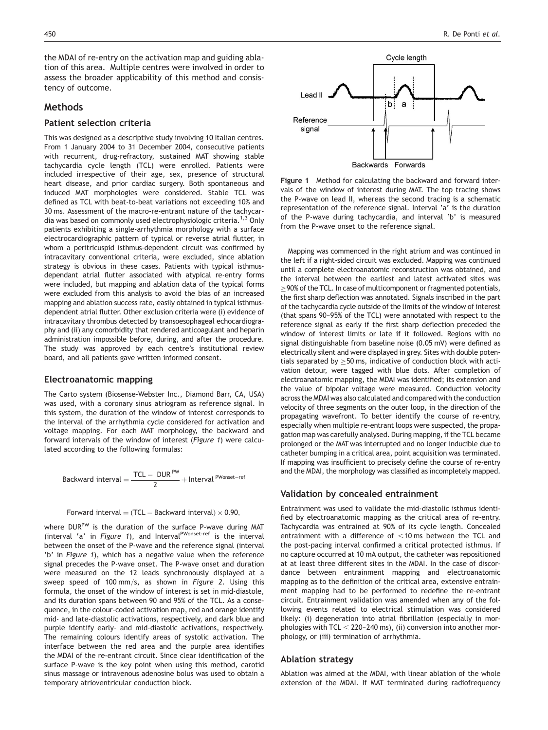the MDAI of re-entry on the activation map and guiding ablation of this area. Multiple centres were involved in order to assess the broader applicability of this method and consistency of outcome.

## Methods

### Patient selection criteria

This was designed as a descriptive study involving 10 Italian centres. From 1 January 2004 to 31 December 2004, consecutive patients with recurrent, drug-refractory, sustained MAT showing stable tachycardia cycle length (TCL) were enrolled. Patients were included irrespective of their age, sex, presence of structural heart disease, and prior cardiac surgery. Both spontaneous and induced MAT morphologies were considered. Stable TCL was defined as TCL with beat-to-beat variations not exceeding 10% and 30 ms. Assessment of the macro-re-entrant nature of the tachycardia was based on commonly used electrophysiologic criteria.[1,3] Only patients exhibiting a single-arrhythmia morphology with a surface electrocardiographic pattern of typical or reverse atrial flutter, in whom a peritricuspid isthmus-dependent circuit was confirmed by intracavitary conventional criteria, were excluded, since ablation strategy is obvious in these cases. Patients with typical isthmus-dependant atrial flutter associated with atypical re-entry forms were included, but mapping and ablation data of the typical forms were excluded from this analysis to avoid the bias of an increased mapping and ablation success rate, easily obtained in typical isthmus-dependent atrial flutter. Other exclusion criteria were (i) evidence of intracavitary thrombus detected by transoesophageal echocardiography and (ii) any comorbidity that rendered anticoagulant and heparin administration impossible before, during, and after the procedure. The study was approved by each centre's institutional review board, and all patients gave written informed consent.

### Electroanatomic mapping

The Carto system (Biosense-Webster Inc., Diamond Barr, CA, USA) was used, with a coronary sinus atriogram as reference signal. In this system, the duration of the window of interest corresponds to the interval of the arrhythmia cycle considered for activation and voltage mapping. For each MAT morphology, the backward and forward intervals of the window of interest (*Figure 1*) were calculated according to the following formulas:

$$\text{Backward interval} = \frac{\text{TCL} - \text{DUR}^{\text{PW}}}{2} + \text{Interval}^{\text{PWonset-ref}}$$

$$\text{Forward interval} = (\text{TCL} - \text{Backward interval}) \times 0.90,$$

where $\text{DUR}^{\text{PW}}$ is the duration of the surface P-wave during MAT (interval 'a' in *Figure 1*), and $\text{Interval}^{\text{PWonset-ref}}$ is the interval between the onset of the P-wave and the reference signal (interval 'b' in *Figure 1*), which has a negative value when the reference signal precedes the P-wave onset. The P-wave onset and duration were measured on the 12 leads synchronously displayed at a sweep speed of 100 mm/s, as shown in *Figure 2*. Using this formula, the onset of the window of interest is set in mid-diastole, and its duration spans between 90 and 95% of the TCL. As a consequence, in the colour-coded activation map, red and orange identify mid- and late-diastolic activations, respectively, and dark blue and purple identify early- and mid-diastolic activations, respectively. The remaining colours identify areas of systolic activation. The interface between the red area and the purple area identifies the MDAI of the re-entrant circuit. Since clear identification of the surface P-wave is the key point when using this method, carotid sinus massage or intravenous adenosine bolus was used to obtain a temporary atrioventricular conduction block.

**Figure 1** Method for calculating the backward and forward intervals of the window of interest during MAT. The top tracing shows the P-wave on lead II, whereas the second tracing is a schematic representation of the reference signal. Interval 'a' is the duration of the P-wave during tachycardia, and interval 'b' is measured from the P-wave onset to the reference signal.

Mapping was commenced in the right atrium and was continued in the left if a right-sided circuit was excluded. Mapping was continued until a complete electroanatomic reconstruction was obtained, and the interval between the earliest and latest activated sites was ≥90% of the TCL. In case of multicomponent or fragmented potentials, the first sharp deflection was annotated. Signals inscribed in the part of the tachycardia cycle outside of the limits of the window of interest (that spans 90–95% of the TCL) were annotated with respect to the reference signal as early if the first sharp deflection preceded the window of interest limits or late if it followed. Regions with no signal distinguishable from baseline noise (0.05 mV) were defined as electrically silent and were displayed in grey. Sites with double potentials separated by ≥50 ms, indicative of conduction block with activation detour, were tagged with blue dots. After completion of electroanatomic mapping, the MDAI was identified; its extension and the value of bipolar voltage were measured. Conduction velocity across the MDAI was also calculated and compared with the conduction velocity of three segments on the outer loop, in the direction of the propagating wavefront. To better identify the course of re-entry, especially when multiple re-entrant loops were suspected, the propagation map was carefully analysed. During mapping, if the TCL became prolonged or the MAT was interrupted and no longer inducible due to catheter bumping in a critical area, point acquisition was terminated. If mapping was insufficient to precisely define the course of re-entry and the MDAI, the morphology was classified as incompletely mapped.

### Validation by concealed entrainment

Entrainment was used to validate the mid-diastolic isthmus identified by electroanatomic mapping as the critical area of re-entry. Tachycardia was entrained at 90% of its cycle length. Concealed entrainment with a difference of <10 ms between the TCL and the post-pacing interval confirmed a critical protected isthmus. If no capture occurred at 10 mA output, the catheter was repositioned at at least three different sites in the MDAI. In the case of discordance between entrainment mapping and electroanatomic mapping as to the definition of the critical area, extensive entrainment mapping had to be performed to redefine the re-entrant circuit. Entrainment validation was amended when any of the following events related to electrical stimulation was considered likely: (i) degeneration into atrial fibrillation (especially in morphologies with TCL < 220–240 ms), (ii) conversion into another morphology, or (iii) termination of arrhythmia.

### Ablation strategy

Ablation was aimed at the MDAI, with linear ablation of the whole extension of the MDAI. If MAT terminated during radiofrequency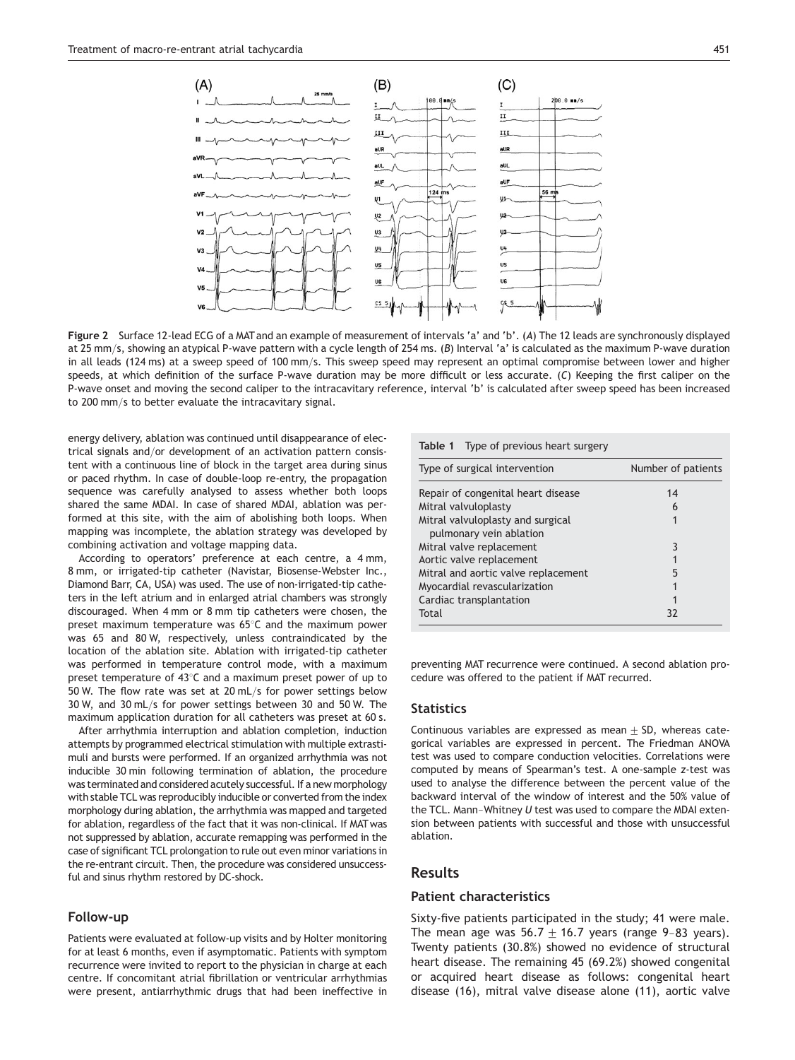**Figure 2** Surface 12-lead ECG of a MAT and an example of measurement of intervals 'a' and 'b'. (*A*) The 12 leads are synchronously displayed at 25 mm/s, showing an atypical P-wave pattern with a cycle length of 254 ms. (*B*) Interval 'a' is calculated as the maximum P-wave duration in all leads (124 ms) at a sweep speed of 100 mm/s. This sweep speed may represent an optimal compromise between lower and higher speeds, at which definition of the surface P-wave duration may be more difficult or less accurate. (*C*) Keeping the first caliper on the P-wave onset and moving the second caliper to the intracavitary reference, interval 'b' is calculated after sweep speed has been increased to 200 mm/s to better evaluate the intracavitary signal.

energy delivery, ablation was continued until disappearance of electrical signals and/or development of an activation pattern consistent with a continuous line of block in the target area during sinus or paced rhythm. In case of double-loop re-entry, the propagation sequence was carefully analysed to assess whether both loops shared the same MDAI. In case of shared MDAI, ablation was performed at this site, with the aim of abolishing both loops. When mapping was incomplete, the ablation strategy was developed by combining activation and voltage mapping data.

According to operators' preference at each centre, a 4 mm, 8 mm, or irrigated-tip catheter (Navistar, Biosense-Webster Inc., Diamond Barr, CA, USA) was used. The use of non-irrigated-tip catheters in the left atrium and in enlarged atrial chambers was strongly discouraged. When 4 mm or 8 mm tip catheters were chosen, the preset maximum temperature was 65°C and the maximum power was 65 and 80 W, respectively, unless contraindicated by the location of the ablation site. Ablation with irrigated-tip catheter was performed in temperature control mode, with a maximum preset temperature of 43°C and a maximum preset power of up to 50 W. The flow rate was set at 20 mL/s for power settings below 30 W, and 30 mL/s for power settings between 30 and 50 W. The maximum application duration for all catheters was preset at 60 s.

After arrhythmia interruption and ablation completion, induction attempts by programmed electrical stimulation with multiple extrastimuli and bursts were performed. If an organized arrhythmia was not inducible 30 min following termination of ablation, the procedure was terminated and considered acutely successful. If a new morphology with stable TCL was reproducibly inducible or converted from the index morphology during ablation, the arrhythmia was mapped and targeted for ablation, regardless of the fact that it was non-clinical. If MAT was not suppressed by ablation, accurate remapping was performed in the case of significant TCL prolongation to rule out even minor variations in the re-entrant circuit. Then, the procedure was considered unsuccessful and sinus rhythm restored by DC-shock.

## Follow-up

Patients were evaluated at follow-up visits and by Holter monitoring for at least 6 months, even if asymptomatic. Patients with symptom recurrence were invited to report to the physician in charge at each centre. If concomitant atrial fibrillation or ventricular arrhythmias were present, antiarrhythmic drugs that had been ineffective in preventing MAT recurrence were continued. A second ablation procedure was offered to the patient if MAT recurred.

**Table 1** Type of previous heart surgery

| Type of surgical intervention | Number of patients |
|---|---|
| Repair of congenital heart disease | 14 |
| Mitral valvuloplasty | 6 |
| Mitral valvuloplasty and surgical pulmonary vein ablation | 1 |
| Mitral valve replacement | 3 |
| Aortic valve replacement | 1 |
| Mitral and aortic valve replacement | 5 |
| Myocardial revascularization | 1 |
| Cardiac transplantation | 1 |
| Total | 32 |

## Statistics

Continuous variables are expressed as mean $\pm$ SD, whereas categorical variables are expressed in percent. The Friedman ANOVA test was used to compare conduction velocities. Correlations were computed by means of Spearman's test. A one-sample *z*-test was used to analyse the difference between the percent value of the backward interval of the window of interest and the 50% value of the TCL. Mann–Whitney *U* test was used to compare the MDAI extension between patients with successful and those with unsuccessful ablation.

# Results

## Patient characteristics

Sixty-five patients participated in the study; 41 were male. The mean age was $56.7 \pm 16.7$ years (range 9–83 years). Twenty patients (30.8%) showed no evidence of structural heart disease. The remaining 45 (69.2%) showed congenital or acquired heart disease as follows: congenital heart disease (16), mitral valve disease alone (11), aortic valve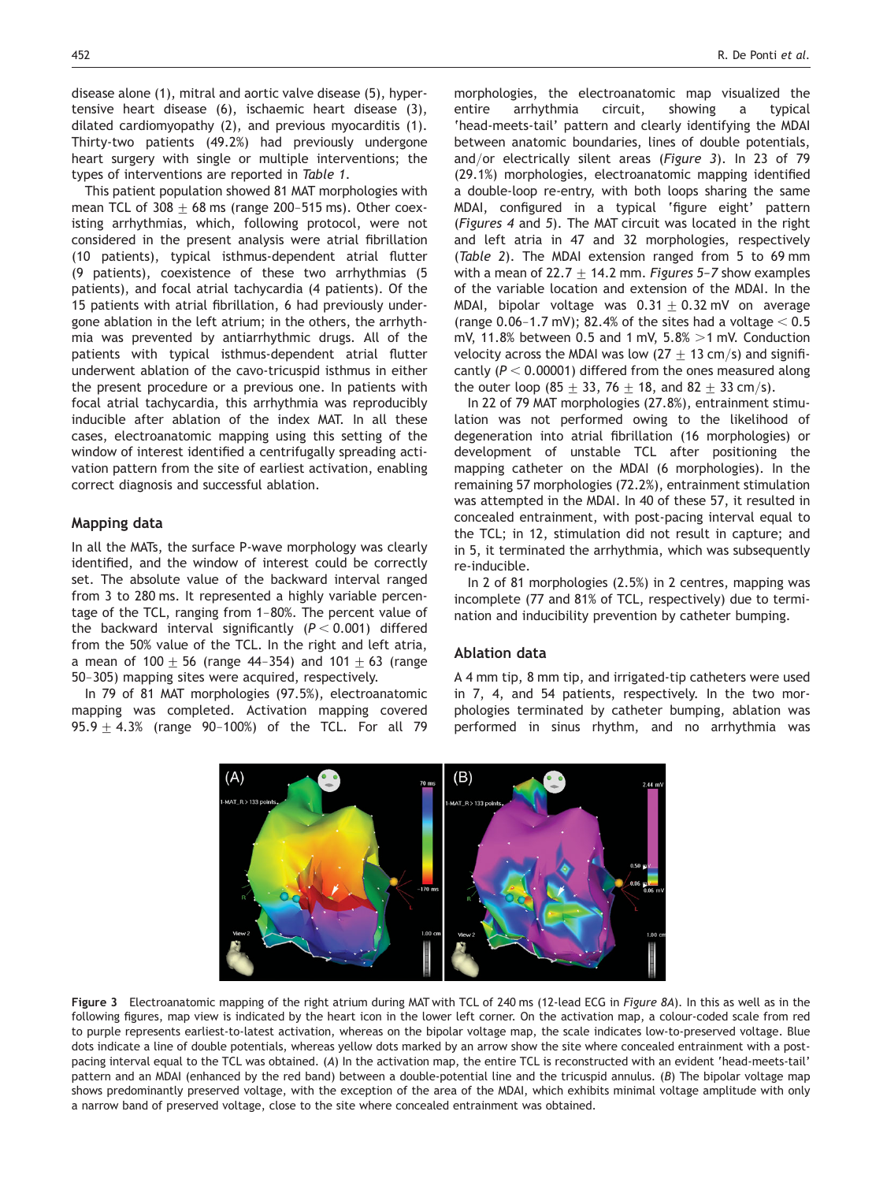disease alone (1), mitral and aortic valve disease (5), hypertensive heart disease (6), ischaemic heart disease (3), dilated cardiomyopathy (2), and previous myocarditis (1). Thirty-two patients (49.2%) had previously undergone heart surgery with single or multiple interventions; the types of interventions are reported in *Table 1*.

This patient population showed 81 MAT morphologies with mean TCL of 308 ± 68 ms (range 200–515 ms). Other coexisting arrhythmias, which, following protocol, were not considered in the present analysis were atrial fibrillation (10 patients), typical isthmus-dependent atrial flutter (9 patients), coexistence of these two arrhythmias (5 patients), and focal atrial tachycardia (4 patients). Of the 15 patients with atrial fibrillation, 6 had previously undergone ablation in the left atrium; in the others, the arrhythmia was prevented by antiarrhythmic drugs. All of the patients with typical isthmus-dependent atrial flutter underwent ablation of the cavo-tricuspid isthmus in either the present procedure or a previous one. In patients with focal atrial tachycardia, this arrhythmia was reproducibly inducible after ablation of the index MAT. In all these cases, electroanatomic mapping using this setting of the window of interest identified a centrifugally spreading activation pattern from the site of earliest activation, enabling correct diagnosis and successful ablation.

## Mapping data

In all the MATs, the surface P-wave morphology was clearly identified, and the window of interest could be correctly set. The absolute value of the backward interval ranged from 3 to 280 ms. It represented a highly variable percentage of the TCL, ranging from 1–80%. The percent value of the backward interval significantly ($P < 0.001$) differed from the 50% value of the TCL. In the right and left atria, a mean of 100 ± 56 (range 44–354) and 101 ± 63 (range 50–305) mapping sites were acquired, respectively.

In 79 of 81 MAT morphologies (97.5%), electroanatomic mapping was completed. Activation mapping covered 95.9 ± 4.3% (range 90–100%) of the TCL. For all 79 morphologies, the electroanatomic map visualized the entire arrhythmia circuit, showing a typical 'head-meets-tail' pattern and clearly identifying the MDAI between anatomic boundaries, lines of double potentials, and/or electrically silent areas (*Figure 3*). In 23 of 79 (29.1%) morphologies, electroanatomic mapping identified a double-loop re-entry, with both loops sharing the same MDAI, configured in a typical 'figure eight' pattern (*Figures 4* and *5*). The MAT circuit was located in the right and left atria in 47 and 32 morphologies, respectively (*Table 2*). The MDAI extension ranged from 5 to 69 mm with a mean of 22.7 ± 14.2 mm. *Figures 5–7* show examples of the variable location and extension of the MDAI. In the MDAI, bipolar voltage was 0.31 ± 0.32 mV on average (range 0.06–1.7 mV); 82.4% of the sites had a voltage < 0.5 mV, 11.8% between 0.5 and 1 mV, 5.8% >1 mV. Conduction velocity across the MDAI was low (27 ± 13 cm/s) and significantly ($P < 0.00001$) differed from the ones measured along the outer loop (85 ± 33, 76 ± 18, and 82 ± 33 cm/s).

In 22 of 79 MAT morphologies (27.8%), entrainment stimulation was not performed owing to the likelihood of degeneration into atrial fibrillation (16 morphologies) or development of unstable TCL after positioning the mapping catheter on the MDAI (6 morphologies). In the remaining 57 morphologies (72.2%), entrainment stimulation was attempted in the MDAI. In 40 of these 57, it resulted in concealed entrainment, with post-pacing interval equal to the TCL; in 12, stimulation did not result in capture; and in 5, it terminated the arrhythmia, which was subsequently re-inducible.

In 2 of 81 morphologies (2.5%) in 2 centres, mapping was incomplete (77 and 81% of TCL, respectively) due to termination and inducibility prevention by catheter bumping.

## Ablation data

A 4 mm tip, 8 mm tip, and irrigated-tip catheters were used in 7, 4, and 54 patients, respectively. In the two morphologies terminated by catheter bumping, ablation was performed in sinus rhythm, and no arrhythmia was

**Figure 3** Electroanatomic mapping of the right atrium during MAT with TCL of 240 ms (12-lead ECG in *Figure 8A*). In this as well as in the following figures, map view is indicated by the heart icon in the lower left corner. On the activation map, a colour-coded scale from red to purple represents earliest-to-latest activation, whereas on the bipolar voltage map, the scale indicates low-to-preserved voltage. Blue dots indicate a line of double potentials, whereas yellow dots marked by an arrow show the site where concealed entrainment with a post-pacing interval equal to the TCL was obtained. (*A*) In the activation map, the entire TCL is reconstructed with an evident 'head-meets-tail' pattern and an MDAI (enhanced by the red band) between a double-potential line and the tricuspid annulus. (*B*) The bipolar voltage map shows predominantly preserved voltage, with the exception of the area of the MDAI, which exhibits minimal voltage amplitude with only a narrow band of preserved voltage, close to the site where concealed entrainment was obtained.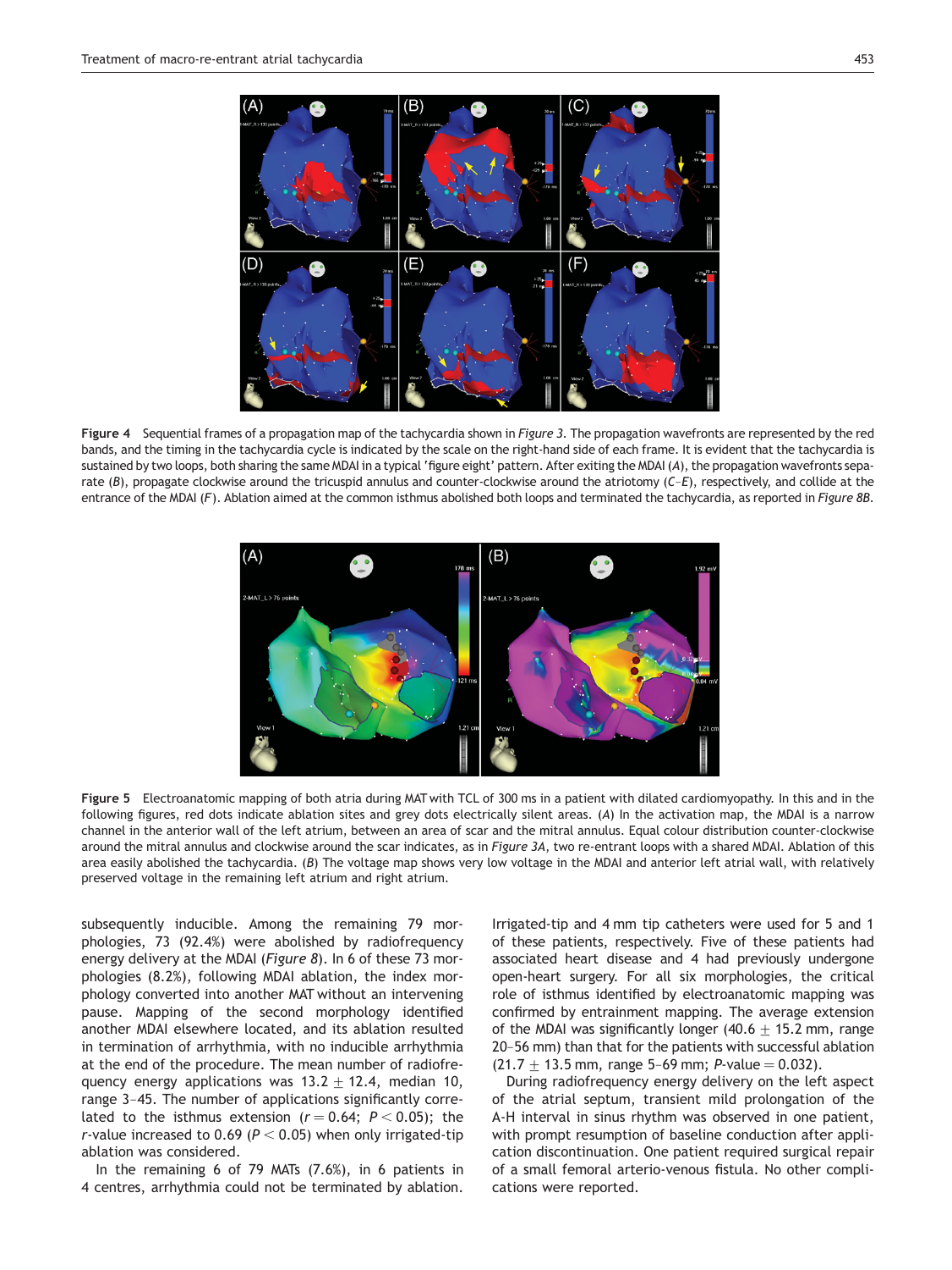**Figure 4** Sequential frames of a propagation map of the tachycardia shown in *Figure 3*. The propagation wavefronts are represented by the red bands, and the timing in the tachycardia cycle is indicated by the scale on the right-hand side of each frame. It is evident that the tachycardia is sustained by two loops, both sharing the same MDAI in a typical 'figure eight' pattern. After exiting the MDAI (*A*), the propagation wavefronts separate (*B*), propagate clockwise around the tricuspid annulus and counter-clockwise around the atriotomy (*C–E*), respectively, and collide at the entrance of the MDAI (*F*). Ablation aimed at the common isthmus abolished both loops and terminated the tachycardia, as reported in *Figure 8B*.

**Figure 5** Electroanatomic mapping of both atria during MAT with TCL of 300 ms in a patient with dilated cardiomyopathy. In this and in the following figures, red dots indicate ablation sites and grey dots electrically silent areas. (*A*) In the activation map, the MDAI is a narrow channel in the anterior wall of the left atrium, between an area of scar and the mitral annulus. Equal colour distribution counter-clockwise around the mitral annulus and clockwise around the scar indicates, as in *Figure 3A*, two re-entrant loops with a shared MDAI. Ablation of this area easily abolished the tachycardia. (*B*) The voltage map shows very low voltage in the MDAI and anterior left atrial wall, with relatively preserved voltage in the remaining left atrium and right atrium.

subsequently inducible. Among the remaining 79 morphologies, 73 (92.4%) were abolished by radiofrequency energy delivery at the MDAI (*Figure 8*). In 6 of these 73 morphologies (8.2%), following MDAI ablation, the index morphology converted into another MAT without an intervening pause. Mapping of the second morphology identified another MDAI elsewhere located, and its ablation resulted in termination of arrhythmia, with no inducible arrhythmia at the end of the procedure. The mean number of radiofrequency energy applications was $13.2 \pm 12.4$, median 10, range 3–45. The number of applications significantly correlated to the isthmus extension ($r = 0.64$; $P < 0.05$); the $r$-value increased to 0.69 ($P < 0.05$) when only irrigated-tip ablation was considered.

In the remaining 6 of 79 MATs (7.6%), in 6 patients in 4 centres, arrhythmia could not be terminated by ablation. Irrigated-tip and 4 mm tip catheters were used for 5 and 1 of these patients, respectively. Five of these patients had associated heart disease and 4 had previously undergone open-heart surgery. For all six morphologies, the critical role of isthmus identified by electroanatomic mapping was confirmed by entrainment mapping. The average extension of the MDAI was significantly longer ($40.6 \pm 15.2$ mm, range 20–56 mm) than that for the patients with successful ablation ($21.7 \pm 13.5$ mm, range 5–69 mm; $P$-value $= 0.032$).

During radiofrequency energy delivery on the left aspect of the atrial septum, transient mild prolongation of the A-H interval in sinus rhythm was observed in one patient, with prompt resumption of baseline conduction after application discontinuation. One patient required surgical repair of a small femoral arterio-venous fistula. No other complications were reported.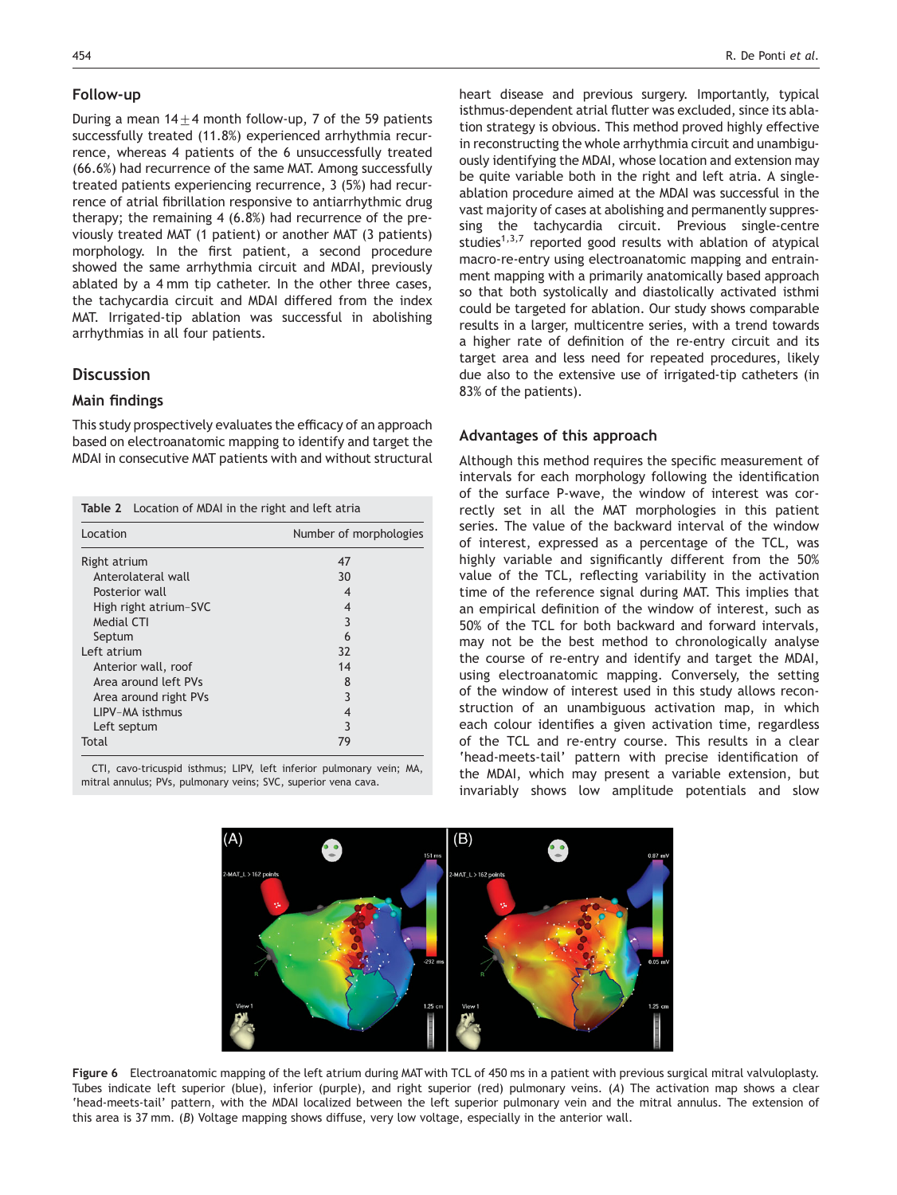### Follow-up

During a mean 14±4 month follow-up, 7 of the 59 patients successfully treated (11.8%) experienced arrhythmia recurrence, whereas 4 patients of the 6 unsuccessfully treated (66.6%) had recurrence of the same MAT. Among successfully treated patients experiencing recurrence, 3 (5%) had recurrence of atrial fibrillation responsive to antiarrhythmic drug therapy; the remaining 4 (6.8%) had recurrence of the previously treated MAT (1 patient) or another MAT (3 patients) morphology. In the first patient, a second procedure showed the same arrhythmia circuit and MDAI, previously ablated by a 4 mm tip catheter. In the other three cases, the tachycardia circuit and MDAI differed from the index MAT. Irrigated-tip ablation was successful in abolishing arrhythmias in all four patients.

## Discussion

### Main findings

This study prospectively evaluates the efficacy of an approach based on electroanatomic mapping to identify and target the MDAI in consecutive MAT patients with and without structural heart disease and previous surgery. Importantly, typical isthmus-dependent atrial flutter was excluded, since its ablation strategy is obvious. This method proved highly effective in reconstructing the whole arrhythmia circuit and unambiguously identifying the MDAI, whose location and extension may be quite variable both in the right and left atria. A single-ablation procedure aimed at the MDAI was successful in the vast majority of cases at abolishing and permanently suppressing the tachycardia circuit. Previous single-centre studies[1,3,7] reported good results with ablation of atypical macro-re-entry using electroanatomic mapping and entrainment mapping with a primarily anatomically based approach so that both systolically and diastolically activated isthmi could be targeted for ablation. Our study shows comparable results in a larger, multicentre series, with a trend towards a higher rate of definition of the re-entry circuit and its target area and less need for repeated procedures, likely due also to the extensive use of irrigated-tip catheters (in 83% of the patients).

**Table 2** Location of MDAI in the right and left atria

| Location | Number of morphologies |
|---|---|
| Right atrium | 47 |
| Anterolateral wall | 30 |
| Posterior wall | 4 |
| High right atrium–SVC | 4 |
| Medial CTI | 3 |
| Septum | 6 |
| Left atrium | 32 |
| Anterior wall, roof | 14 |
| Area around left PVs | 8 |
| Area around right PVs | 3 |
| LIPV–MA isthmus | 4 |
| Left septum | 3 |
| Total | 79 |

CTI, cavo-tricuspid isthmus; LIPV, left inferior pulmonary vein; MA, mitral annulus; PVs, pulmonary veins; SVC, superior vena cava.

### Advantages of this approach

Although this method requires the specific measurement of intervals for each morphology following the identification of the surface P-wave, the window of interest was correctly set in all the MAT morphologies in this patient series. The value of the backward interval of the window of interest, expressed as a percentage of the TCL, was highly variable and significantly different from the 50% value of the TCL, reflecting variability in the activation time of the reference signal during MAT. This implies that an empirical definition of the window of interest, such as 50% of the TCL for both backward and forward intervals, may not be the best method to chronologically analyse the course of re-entry and identify and target the MDAI, using electroanatomic mapping. Conversely, the setting of the window of interest used in this study allows reconstruction of an unambiguous activation map, in which each colour identifies a given activation time, regardless of the TCL and re-entry course. This results in a clear 'head-meets-tail' pattern with precise identification of the MDAI, which may present a variable extension, but invariably shows low amplitude potentials and slow

**Figure 6** Electroanatomic mapping of the left atrium during MAT with TCL of 450 ms in a patient with previous surgical mitral valvuloplasty. Tubes indicate left superior (blue), inferior (purple), and right superior (red) pulmonary veins. (*A*) The activation map shows a clear 'head-meets-tail' pattern, with the MDAI localized between the left superior pulmonary vein and the mitral annulus. The extension of this area is 37 mm. (*B*) Voltage mapping shows diffuse, very low voltage, especially in the anterior wall.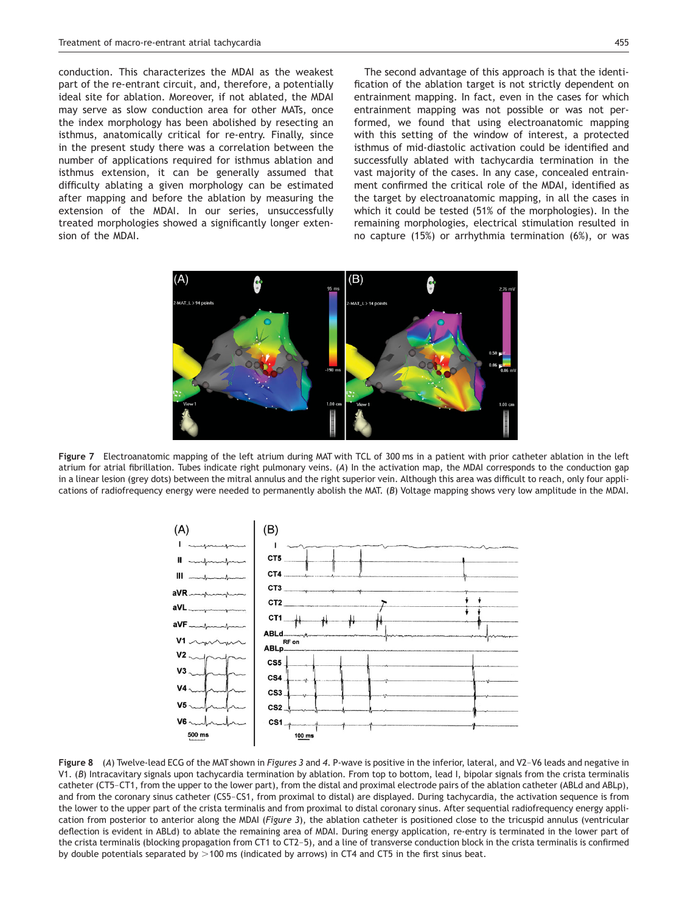conduction. This characterizes the MDAI as the weakest part of the re-entrant circuit, and, therefore, a potentially ideal site for ablation. Moreover, if not ablated, the MDAI may serve as slow conduction area for other MATs, once the index morphology has been abolished by resecting an isthmus, anatomically critical for re-entry. Finally, since in the present study there was a correlation between the number of applications required for isthmus ablation and isthmus extension, it can be generally assumed that difficulty ablating a given morphology can be estimated after mapping and before the ablation by measuring the extension of the MDAI. In our series, unsuccessfully treated morphologies showed a significantly longer extension of the MDAI.

The second advantage of this approach is that the identification of the ablation target is not strictly dependent on entrainment mapping. In fact, even in the cases for which entrainment mapping was not possible or was not performed, we found that using electroanatomic mapping with this setting of the window of interest, a protected isthmus of mid-diastolic activation could be identified and successfully ablated with tachycardia termination in the vast majority of the cases. In any case, concealed entrainment confirmed the critical role of the MDAI, identified as the target by electroanatomic mapping, in all the cases in which it could be tested (51% of the morphologies). In the remaining morphologies, electrical stimulation resulted in no capture (15%) or arrhythmia termination (6%), or was

**Figure 7** Electroanatomic mapping of the left atrium during MAT with TCL of 300 ms in a patient with prior catheter ablation in the left atrium for atrial fibrillation. Tubes indicate right pulmonary veins. (*A*) In the activation map, the MDAI corresponds to the conduction gap in a linear lesion (grey dots) between the mitral annulus and the right superior vein. Although this area was difficult to reach, only four applications of radiofrequency energy were needed to permanently abolish the MAT. (*B*) Voltage mapping shows very low amplitude in the MDAI.

**Figure 8** (*A*) Twelve-lead ECG of the MAT shown in *Figures 3* and *4*. P-wave is positive in the inferior, lateral, and V2–V6 leads and negative in V1. (*B*) Intracavitary signals upon tachycardia termination by ablation. From top to bottom, lead I, bipolar signals from the crista terminalis catheter (CT5–CT1, from the upper to the lower part), from the distal and proximal electrode pairs of the ablation catheter (ABLd and ABLp), and from the coronary sinus catheter (CS5–CS1, from proximal to distal) are displayed. During tachycardia, the activation sequence is from the lower to the upper part of the crista terminalis and from proximal to distal coronary sinus. After sequential radiofrequency energy application from posterior to anterior along the MDAI (*Figure 3*), the ablation catheter is positioned close to the tricuspid annulus (ventricular deflection is evident in ABLd) to ablate the remaining area of MDAI. During energy application, re-entry is terminated in the lower part of the crista terminalis (blocking propagation from CT1 to CT2–5), and a line of transverse conduction block in the crista terminalis is confirmed by double potentials separated by >100 ms (indicated by arrows) in CT4 and CT5 in the first sinus beat.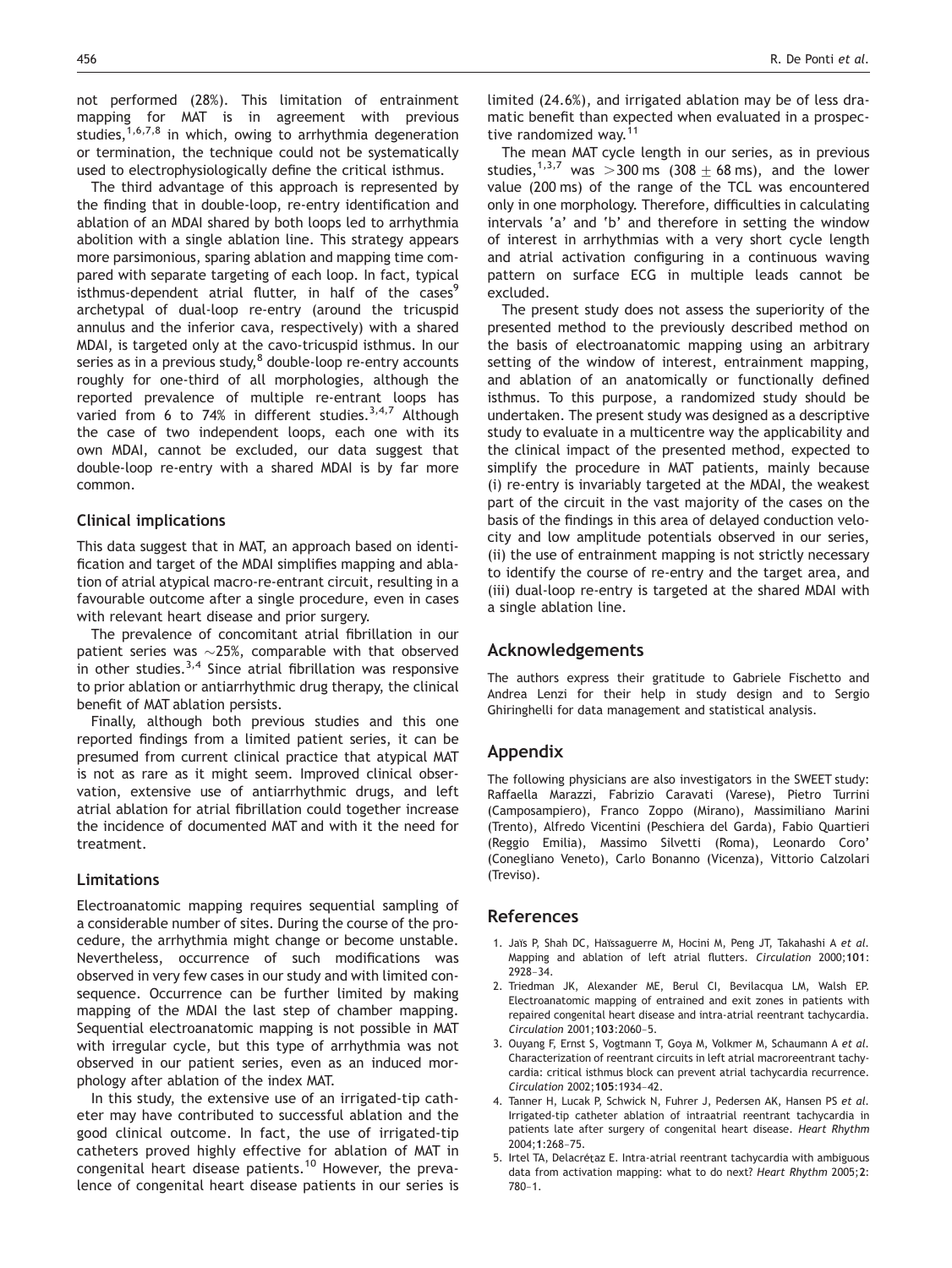not performed (28%). This limitation of entrainment mapping for MAT is in agreement with previous studies,[1,6,7,8] in which, owing to arrhythmia degeneration or termination, the technique could not be systematically used to electrophysiologically define the critical isthmus.

The third advantage of this approach is represented by the finding that in double-loop, re-entry identification and ablation of an MDAI shared by both loops led to arrhythmia abolition with a single ablation line. This strategy appears more parsimonious, sparing ablation and mapping time compared with separate targeting of each loop. In fact, typical isthmus-dependent atrial flutter, in half of the cases[9] archetypal of dual-loop re-entry (around the tricuspid annulus and the inferior cava, respectively) with a shared MDAI, is targeted only at the cavo-tricuspid isthmus. In our series as in a previous study,[8] double-loop re-entry accounts roughly for one-third of all morphologies, although the reported prevalence of multiple re-entrant loops has varied from 6 to 74% in different studies.[3,4,7] Although the case of two independent loops, each one with its own MDAI, cannot be excluded, our data suggest that double-loop re-entry with a shared MDAI is by far more common.

### Clinical implications

This data suggest that in MAT, an approach based on identification and target of the MDAI simplifies mapping and ablation of atrial atypical macro-re-entrant circuit, resulting in a favourable outcome after a single procedure, even in cases with relevant heart disease and prior surgery.

The prevalence of concomitant atrial fibrillation in our patient series was ~25%, comparable with that observed in other studies.[3,4] Since atrial fibrillation was responsive to prior ablation or antiarrhythmic drug therapy, the clinical benefit of MAT ablation persists.

Finally, although both previous studies and this one reported findings from a limited patient series, it can be presumed from current clinical practice that atypical MAT is not as rare as it might seem. Improved clinical observation, extensive use of antiarrhythmic drugs, and left atrial ablation for atrial fibrillation could together increase the incidence of documented MAT and with it the need for treatment.

### Limitations

Electroanatomic mapping requires sequential sampling of a considerable number of sites. During the course of the procedure, the arrhythmia might change or become unstable. Nevertheless, occurrence of such modifications was observed in very few cases in our study and with limited consequence. Occurrence can be further limited by making mapping of the MDAI the last step of chamber mapping. Sequential electroanatomic mapping is not possible in MAT with irregular cycle, but this type of arrhythmia was not observed in our patient series, even as an induced morphology after ablation of the index MAT.

In this study, the extensive use of an irrigated-tip catheter may have contributed to successful ablation and the good clinical outcome. In fact, the use of irrigated-tip catheters proved highly effective for ablation of MAT in congenital heart disease patients.[10] However, the prevalence of congenital heart disease patients in our series is limited (24.6%), and irrigated ablation may be of less dramatic benefit than expected when evaluated in a prospective randomized way.[11]

The mean MAT cycle length in our series, as in previous studies,[1,3,7] was >300 ms (308 ± 68 ms), and the lower value (200 ms) of the range of the TCL was encountered only in one morphology. Therefore, difficulties in calculating intervals 'a' and 'b' and therefore in setting the window of interest in arrhythmias with a very short cycle length and atrial activation configuring in a continuous waving pattern on surface ECG in multiple leads cannot be excluded.

The present study does not assess the superiority of the presented method to the previously described method on the basis of electroanatomic mapping using an arbitrary setting of the window of interest, entrainment mapping, and ablation of an anatomically or functionally defined isthmus. To this purpose, a randomized study should be undertaken. The present study was designed as a descriptive study to evaluate in a multicentre way the applicability and the clinical impact of the presented method, expected to simplify the procedure in MAT patients, mainly because (i) re-entry is invariably targeted at the MDAI, the weakest part of the circuit in the vast majority of the cases on the basis of the findings in this area of delayed conduction velocity and low amplitude potentials observed in our series, (ii) the use of entrainment mapping is not strictly necessary to identify the course of re-entry and the target area, and (iii) dual-loop re-entry is targeted at the shared MDAI with a single ablation line.

## Acknowledgements

The authors express their gratitude to Gabriele Fischetto and Andrea Lenzi for their help in study design and to Sergio Ghiringhelli for data management and statistical analysis.

## Appendix

The following physicians are also investigators in the SWEET study: Raffaella Marazzi, Fabrizio Caravati (Varese), Pietro Turrini (Camposampiero), Franco Zoppo (Mirano), Massimiliano Marini (Trento), Alfredo Vicentini (Peschiera del Garda), Fabio Quartieri (Reggio Emilia), Massimo Silvetti (Roma), Leonardo Coro' (Conegliano Veneto), Carlo Bonanno (Vicenza), Vittorio Calzolari (Treviso).

## References

1. Jaïs P, Shah DC, Haïssaguerre M, Hocini M, Peng JT, Takahashi A *et al.* Mapping and ablation of left atrial flutters. *Circulation* 2000;**101**: 2928–34.
2. Triedman JK, Alexander ME, Berul CI, Bevilacqua LM, Walsh EP. Electroanatomic mapping of entrained and exit zones in patients with repaired congenital heart disease and intra-atrial reentrant tachycardia. *Circulation* 2001;**103**:2060–5.
3. Ouyang F, Ernst S, Vogtmann T, Goya M, Volkmer M, Schaumann A *et al.* Characterization of reentrant circuits in left atrial macroreentrant tachycardia: critical isthmus block can prevent atrial tachycardia recurrence. *Circulation* 2002;**105**:1934–42.
4. Tanner H, Lucak P, Schwick N, Fuhrer J, Pedersen AK, Hansen PS *et al.* Irrigated-tip catheter ablation of intraatrial reentrant tachycardia in patients late after surgery of congenital heart disease. *Heart Rhythm* 2004;**1**:268–75.
5. Irtel TA, Delacrétaz E. Intra-atrial reentrant tachycardia with ambiguous data from activation mapping: what to do next? *Heart Rhythm* 2005;**2**: 780–1.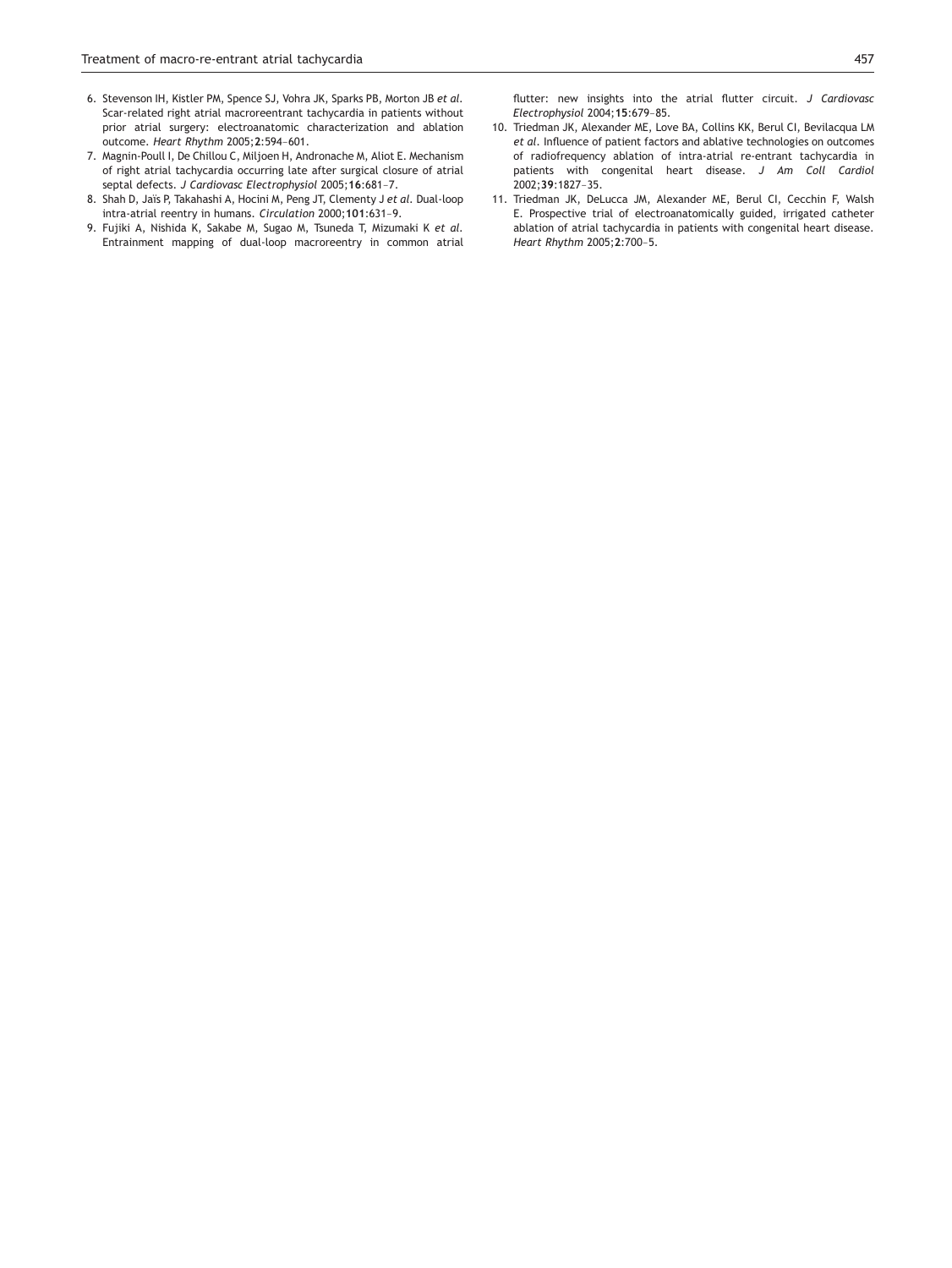6. Stevenson IH, Kistler PM, Spence SJ, Vohra JK, Sparks PB, Morton JB *et al*. Scar-related right atrial macroreentrant tachycardia in patients without prior atrial surgery: electroanatomic characterization and ablation outcome. *Heart Rhythm* 2005;**2**:594–601.
7. Magnin-Poull I, De Chillou C, Miljoen H, Andronache M, Aliot E. Mechanism of right atrial tachycardia occurring late after surgical closure of atrial septal defects. *J Cardiovasc Electrophysiol* 2005;**16**:681–7.
8. Shah D, Jaïs P, Takahashi A, Hocini M, Peng JT, Clementy J *et al*. Dual-loop intra-atrial reentry in humans. *Circulation* 2000;**101**:631–9.
9. Fujiki A, Nishida K, Sakabe M, Sugao M, Tsuneda T, Mizumaki K *et al*. Entrainment mapping of dual-loop macroreentry in common atrial flutter: new insights into the atrial flutter circuit. *J Cardiovasc Electrophysiol* 2004;**15**:679–85.
10. Triedman JK, Alexander ME, Love BA, Collins KK, Berul CI, Bevilacqua LM *et al*. Influence of patient factors and ablative technologies on outcomes of radiofrequency ablation of intra-atrial re-entrant tachycardia in patients with congenital heart disease. *J Am Coll Cardiol* 2002;**39**:1827–35.
11. Triedman JK, DeLucca JM, Alexander ME, Berul CI, Cecchin F, Walsh E. Prospective trial of electroanatomically guided, irrigated catheter ablation of atrial tachycardia in patients with congenital heart disease. *Heart Rhythm* 2005;**2**:700–5.